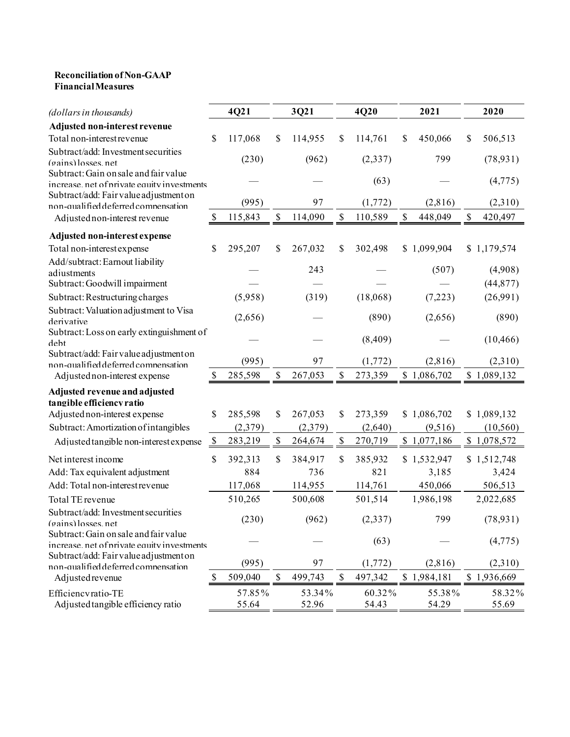**Reconciliation of Non-GAAP Financial Measures**

| *(dollars in thousands)* | 4Q21 | 3Q21 | 4Q20 | 2021 | 2020 |
|---|---|---|---|---|---|
| **Adjusted non-interest revenue** | | | | | |
| Total non-interest revenue | $ 117,068 | $ 114,955 | $ 114,761 | $ 450,066 | $ 506,513 |
| Subtract/add: Investment securities (gains) losses, net | (230) | (962) | (2,337) | 799 | (78,931) |
| Subtract: Gain on sale and fair value increase, net of private equity investments | — | — | (63) | — | (4,775) |
| Subtract/add: Fair value adjustment on non-qualified deferred compensation | (995) | 97 | (1,772) | (2,816) | (2,310) |
| Adjusted non-interest revenue | $ 115,843 | $ 114,090 | $ 110,589 | $ 448,049 | $ 420,497 |
| **Adjusted non-interest expense** | | | | | |
| Total non-interest expense | $ 295,207 | $ 267,032 | $ 302,498 | $ 1,099,904 | $ 1,179,574 |
| Add/subtract: Earnout liability adjustments | — | 243 | — | (507) | (4,908) |
| Subtract: Goodwill impairment | — | — | — | — | (44,877) |
| Subtract: Restructuring charges | (5,958) | (319) | (18,068) | (7,223) | (26,991) |
| Subtract: Valuation adjustment to Visa derivative | (2,656) | — | (890) | (2,656) | (890) |
| Subtract: Loss on early extinguishment of debt | — | — | (8,409) | — | (10,466) |
| Subtract/add: Fair value adjustment on non-qualified deferred compensation | (995) | 97 | (1,772) | (2,816) | (2,310) |
| Adjusted non-interest expense | $ 285,598 | $ 267,053 | $ 273,359 | $ 1,086,702 | $ 1,089,132 |
| **Adjusted revenue and adjusted tangible efficiency ratio** | | | | | |
| Adjusted non-interest expense | $ 285,598 | $ 267,053 | $ 273,359 | $ 1,086,702 | $ 1,089,132 |
| Subtract: Amortization of intangibles | (2,379) | (2,379) | (2,640) | (9,516) | (10,560) |
| Adjusted tangible non-interest expense | $ 283,219 | $ 264,674 | $ 270,719 | $ 1,077,186 | $ 1,078,572 |
| Net interest income | $ 392,313 | $ 384,917 | $ 385,932 | $ 1,532,947 | $ 1,512,748 |
| Add: Tax equivalent adjustment | 884 | 736 | 821 | 3,185 | 3,424 |
| Add: Total non-interest revenue | 117,068 | 114,955 | 114,761 | 450,066 | 506,513 |
| Total TE revenue | 510,265 | 500,608 | 501,514 | 1,986,198 | 2,022,685 |
| Subtract/add: Investment securities (gains) losses, net | (230) | (962) | (2,337) | 799 | (78,931) |
| Subtract: Gain on sale and fair value increase, net of private equity investments | — | — | (63) | — | (4,775) |
| Subtract/add: Fair value adjustment on non-qualified deferred compensation | (995) | 97 | (1,772) | (2,816) | (2,310) |
| Adjusted revenue | $ 509,040 | $ 499,743 | $ 497,342 | $ 1,984,181 | $ 1,936,669 |
| Efficiency ratio-TE | 57.85% | 53.34% | 60.32% | 55.38% | 58.32% |
| Adjusted tangible efficiency ratio | 55.64 | 52.96 | 54.43 | 54.29 | 55.69 |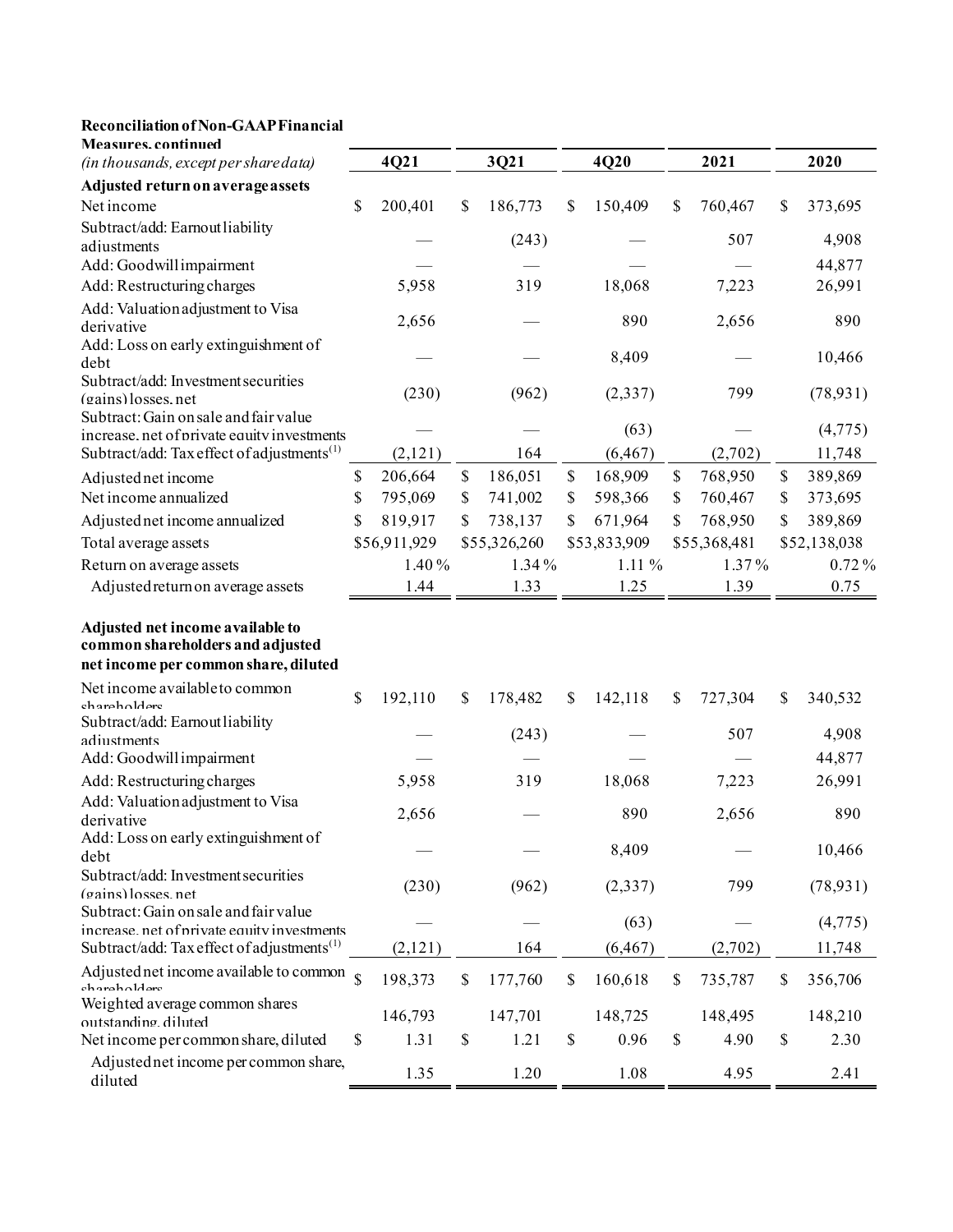**Reconciliation of Non-GAAP Financial Measures, continued**

| *(in thousands, except per share data)* | 4Q21 | 3Q21 | 4Q20 | 2021 | 2020 |
|---|---|---|---|---|---|
| **Adjusted return on average assets** | | | | | |
| Net income | $ 200,401 | $ 186,773 | $ 150,409 | $ 760,467 | $ 373,695 |
| Subtract/add: Earnout liability adjustments | — | (243) | — | 507 | 4,908 |
| Add: Goodwill impairment | — | — | — | — | 44,877 |
| Add: Restructuring charges | 5,958 | 319 | 18,068 | 7,223 | 26,991 |
| Add: Valuation adjustment to Visa derivative | 2,656 | — | 890 | 2,656 | 890 |
| Add: Loss on early extinguishment of debt | — | — | 8,409 | — | 10,466 |
| Subtract/add: Investment securities (gains) losses, net | (230) | (962) | (2,337) | 799 | (78,931) |
| Subtract: Gain on sale and fair value increase, net of private equity investments | — | — | (63) | — | (4,775) |
| Subtract/add: Tax effect of adjustments[1] | (2,121) | 164 | (6,467) | (2,702) | 11,748 |
| Adjusted net income | $ 206,664 | $ 186,051 | $ 168,909 | $ 768,950 | $ 389,869 |
| Net income annualized | $ 795,069 | $ 741,002 | $ 598,366 | $ 760,467 | $ 373,695 |
| Adjusted net income annualized | $ 819,917 | $ 738,137 | $ 671,964 | $ 768,950 | $ 389,869 |
| Total average assets | $56,911,929 | $55,326,260 | $53,833,909 | $55,368,481 | $52,138,038 |
| Return on average assets | 1.40 % | 1.34 % | 1.11 % | 1.37 % | 0.72 % |
| Adjusted return on average assets | 1.44 | 1.33 | 1.25 | 1.39 | 0.75 |
| **Adjusted net income available to common shareholders and adjusted net income per common share, diluted** | | | | | |
| Net income available to common shareholders | $ 192,110 | $ 178,482 | $ 142,118 | $ 727,304 | $ 340,532 |
| Subtract/add: Earnout liability adjustments | — | (243) | — | 507 | 4,908 |
| Add: Goodwill impairment | — | — | — | — | 44,877 |
| Add: Restructuring charges | 5,958 | 319 | 18,068 | 7,223 | 26,991 |
| Add: Valuation adjustment to Visa derivative | 2,656 | — | 890 | 2,656 | 890 |
| Add: Loss on early extinguishment of debt | — | — | 8,409 | — | 10,466 |
| Subtract/add: Investment securities (gains) losses, net | (230) | (962) | (2,337) | 799 | (78,931) |
| Subtract: Gain on sale and fair value increase, net of private equity investments | — | — | (63) | — | (4,775) |
| Subtract/add: Tax effect of adjustments[1] | (2,121) | 164 | (6,467) | (2,702) | 11,748 |
| Adjusted net income available to common shareholders | $ 198,373 | $ 177,760 | $ 160,618 | $ 735,787 | $ 356,706 |
| Weighted average common shares outstanding, diluted | 146,793 | 147,701 | 148,725 | 148,495 | 148,210 |
| Net income per common share, diluted | $ 1.31 | $ 1.21 | $ 0.96 | $ 4.90 | $ 2.30 |
| Adjusted net income per common share, diluted | 1.35 | 1.20 | 1.08 | 4.95 | 2.41 |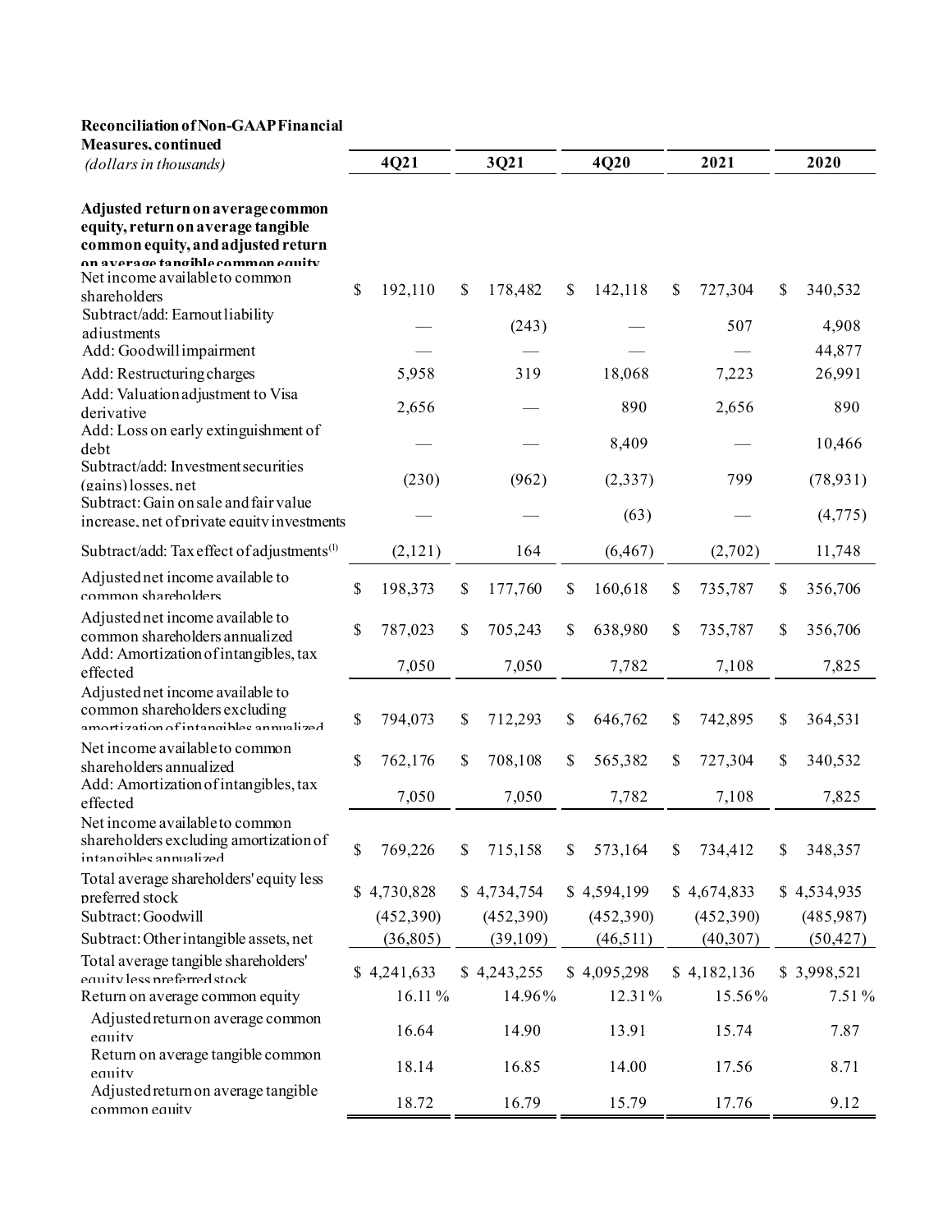**Reconciliation of Non-GAAP Financial Measures, continued**

| *(dollars in thousands)* | 4Q21 | 3Q21 | 4Q20 | 2021 | 2020 |
|---|---|---|---|---|---|
| **Adjusted return on average common equity, return on average tangible common equity, and adjusted return on average tangible common equity** | | | | | |
| Net income available to common shareholders | $ 192,110 | $ 178,482 | $ 142,118 | $ 727,304 | $ 340,532 |
| Subtract/add: Earnout liability adjustments | — | (243) | — | 507 | 4,908 |
| Add: Goodwill impairment | — | — | — | — | 44,877 |
| Add: Restructuring charges | 5,958 | 319 | 18,068 | 7,223 | 26,991 |
| Add: Valuation adjustment to Visa derivative | 2,656 | — | 890 | 2,656 | 890 |
| Add: Loss on early extinguishment of debt | — | — | 8,409 | — | 10,466 |
| Subtract/add: Investment securities (gains) losses, net | (230) | (962) | (2,337) | 799 | (78,931) |
| Subtract: Gain on sale and fair value increase, net of private equity investments | — | — | (63) | — | (4,775) |
| Subtract/add: Tax effect of adjustments[(1)] | (2,121) | 164 | (6,467) | (2,702) | 11,748 |
| Adjusted net income available to common shareholders | $ 198,373 | $ 177,760 | $ 160,618 | $ 735,787 | $ 356,706 |
| Adjusted net income available to common shareholders annualized | $ 787,023 | $ 705,243 | $ 638,980 | $ 735,787 | $ 356,706 |
| Add: Amortization of intangibles, tax effected | 7,050 | 7,050 | 7,782 | 7,108 | 7,825 |
| Adjusted net income available to common shareholders excluding amortization of intangibles annualized | $ 794,073 | $ 712,293 | $ 646,762 | $ 742,895 | $ 364,531 |
| Net income available to common shareholders annualized | $ 762,176 | $ 708,108 | $ 565,382 | $ 727,304 | $ 340,532 |
| Add: Amortization of intangibles, tax effected | 7,050 | 7,050 | 7,782 | 7,108 | 7,825 |
| Net income available to common shareholders excluding amortization of intangibles annualized | $ 769,226 | $ 715,158 | $ 573,164 | $ 734,412 | $ 348,357 |
| Total average shareholders' equity less preferred stock | $ 4,730,828 | $ 4,734,754 | $ 4,594,199 | $ 4,674,833 | $ 4,534,935 |
| Subtract: Goodwill | (452,390) | (452,390) | (452,390) | (452,390) | (485,987) |
| Subtract: Other intangible assets, net | (36,805) | (39,109) | (46,511) | (40,307) | (50,427) |
| Total average tangible shareholders' equity less preferred stock | $ 4,241,633 | $ 4,243,255 | $ 4,095,298 | $ 4,182,136 | $ 3,998,521 |
| Return on average common equity | 16.11 % | 14.96% | 12.31% | 15.56% | 7.51 % |
| Adjusted return on average common equity | 16.64 | 14.90 | 13.91 | 15.74 | 7.87 |
| Return on average tangible common equity | 18.14 | 16.85 | 14.00 | 17.56 | 8.71 |
| Adjusted return on average tangible common equity | 18.72 | 16.79 | 15.79 | 17.76 | 9.12 |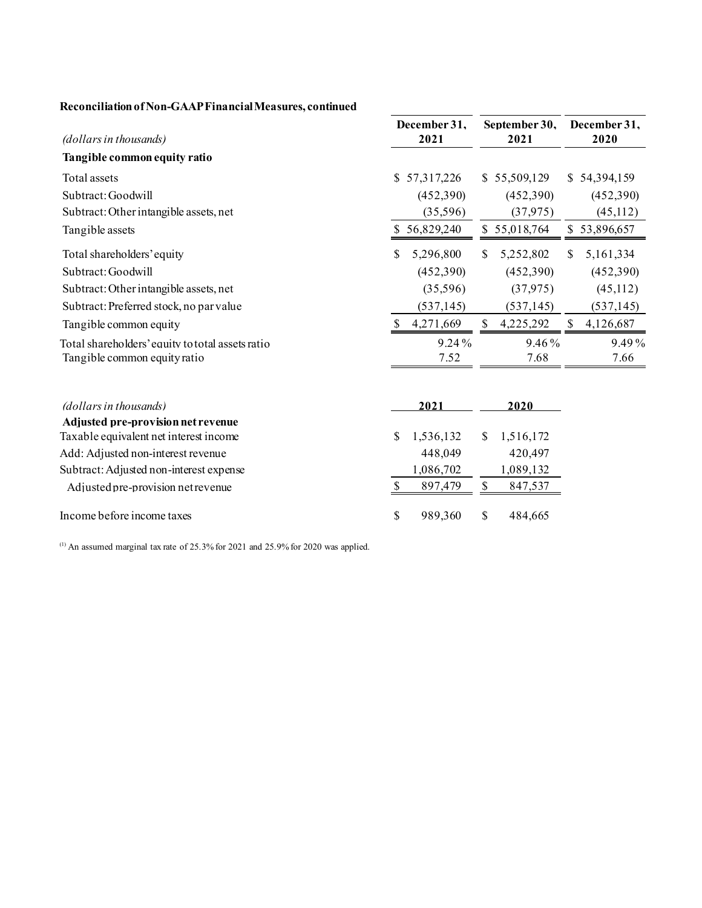**Reconciliation of Non-GAAP Financial Measures, continued**

| *(dollars in thousands)* | December 31, 2021 | September 30, 2021 | December 31, 2020 |
|---|---|---|---|
| **Tangible common equity ratio** | | | |
| Total assets | $ 57,317,226 | $ 55,509,129 | $ 54,394,159 |
| Subtract: Goodwill | (452,390) | (452,390) | (452,390) |
| Subtract: Other intangible assets, net | (35,596) | (37,975) | (45,112) |
| Tangible assets | $ 56,829,240 | $ 55,018,764 | $ 53,896,657 |
| Total shareholders' equity | $ 5,296,800 | $ 5,252,802 | $ 5,161,334 |
| Subtract: Goodwill | (452,390) | (452,390) | (452,390) |
| Subtract: Other intangible assets, net | (35,596) | (37,975) | (45,112) |
| Subtract: Preferred stock, no par value | (537,145) | (537,145) | (537,145) |
| Tangible common equity | $ 4,271,669 | $ 4,225,292 | $ 4,126,687 |
| Total shareholders' equity to total assets ratio | 9.24 % | 9.46 % | 9.49 % |
| Tangible common equity ratio | 7.52 | 7.68 | 7.66 |

| *(dollars in thousands)* | 2021 | 2020 |
|---|---|---|
| **Adjusted pre-provision net revenue** | | |
| Taxable equivalent net interest income | $ 1,536,132 | $ 1,516,172 |
| Add: Adjusted non-interest revenue | 448,049 | 420,497 |
| Subtract: Adjusted non-interest expense | 1,086,702 | 1,089,132 |
| Adjusted pre-provision net revenue | $ 897,479 | $ 847,537 |
| Income before income taxes | $ 989,360 | $ 484,665 |

[(1)] An assumed marginal tax rate of 25.3% for 2021 and 25.9% for 2020 was applied.